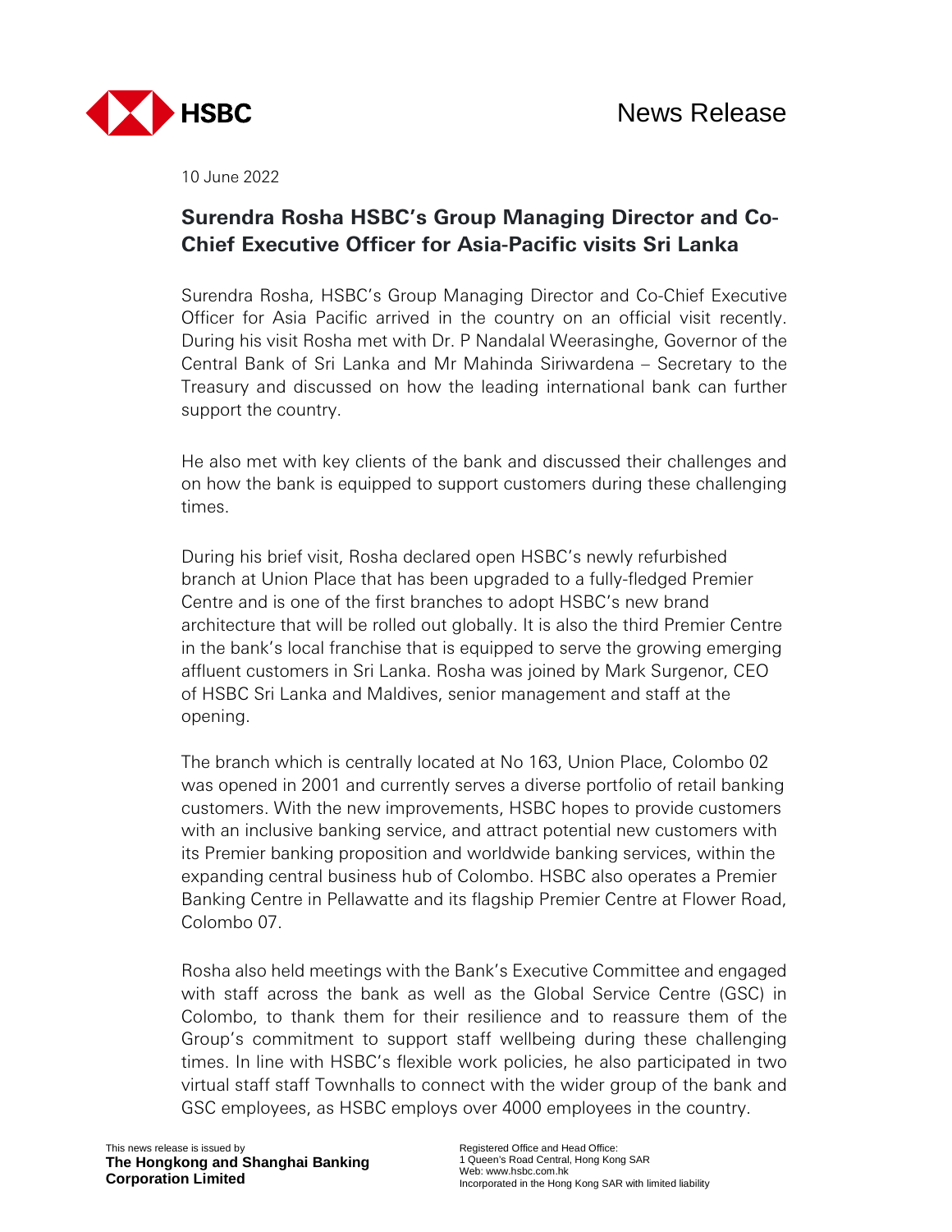HSBC

News Release

10 June 2022

## Surendra Rosha HSBC's Group Managing Director and Co-Chief Executive Officer for Asia-Pacific visits Sri Lanka

Surendra Rosha, HSBC's Group Managing Director and Co-Chief Executive Officer for Asia Pacific arrived in the country on an official visit recently. During his visit Rosha met with Dr. P Nandalal Weerasinghe, Governor of the Central Bank of Sri Lanka and Mr Mahinda Siriwardena – Secretary to the Treasury and discussed on how the leading international bank can further support the country.

He also met with key clients of the bank and discussed their challenges and on how the bank is equipped to support customers during these challenging times.

During his brief visit, Rosha declared open HSBC's newly refurbished branch at Union Place that has been upgraded to a fully-fledged Premier Centre and is one of the first branches to adopt HSBC's new brand architecture that will be rolled out globally. It is also the third Premier Centre in the bank's local franchise that is equipped to serve the growing emerging affluent customers in Sri Lanka. Rosha was joined by Mark Surgenor, CEO of HSBC Sri Lanka and Maldives, senior management and staff at the opening.

The branch which is centrally located at No 163, Union Place, Colombo 02 was opened in 2001 and currently serves a diverse portfolio of retail banking customers. With the new improvements, HSBC hopes to provide customers with an inclusive banking service, and attract potential new customers with its Premier banking proposition and worldwide banking services, within the expanding central business hub of Colombo. HSBC also operates a Premier Banking Centre in Pellawatte and its flagship Premier Centre at Flower Road, Colombo 07.

Rosha also held meetings with the Bank's Executive Committee and engaged with staff across the bank as well as the Global Service Centre (GSC) in Colombo, to thank them for their resilience and to reassure them of the Group's commitment to support staff wellbeing during these challenging times. In line with HSBC's flexible work policies, he also participated in two virtual staff staff Townhalls to connect with the wider group of the bank and GSC employees, as HSBC employs over 4000 employees in the country.

This news release is issued by
**The Hongkong and Shanghai Banking Corporation Limited**

Registered Office and Head Office:
1 Queen's Road Central, Hong Kong SAR
Web: www.hsbc.com.hk
Incorporated in the Hong Kong SAR with limited liability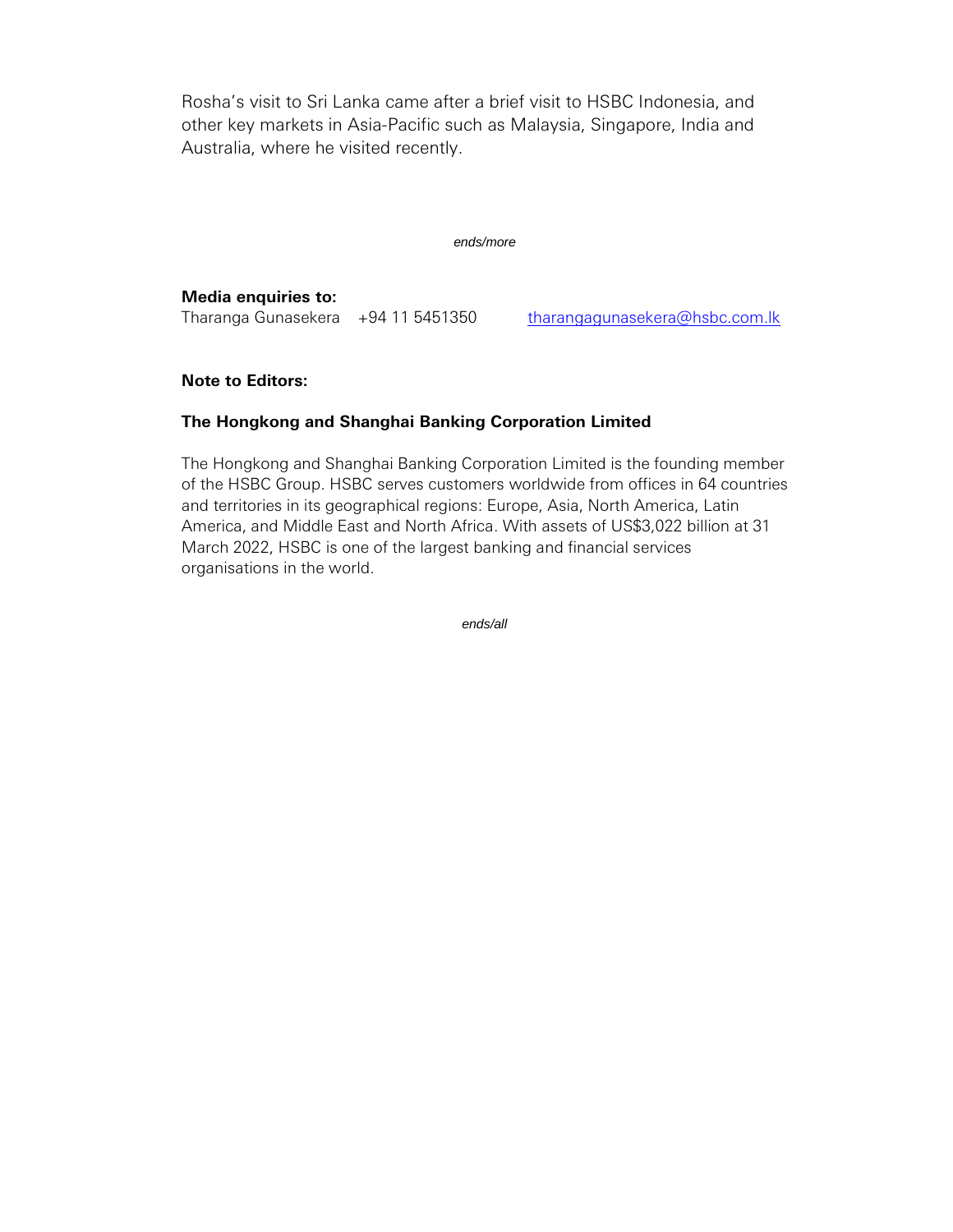Rosha's visit to Sri Lanka came after a brief visit to HSBC Indonesia, and other key markets in Asia-Pacific such as Malaysia, Singapore, India and Australia, where he visited recently.

*ends/more*

**Media enquiries to:**
Tharanga Gunasekera +94 11 5451350 tharangagunasekera@hsbc.com.lk

**Note to Editors:**

**The Hongkong and Shanghai Banking Corporation Limited**

The Hongkong and Shanghai Banking Corporation Limited is the founding member of the HSBC Group. HSBC serves customers worldwide from offices in 64 countries and territories in its geographical regions: Europe, Asia, North America, Latin America, and Middle East and North Africa. With assets of US$3,022 billion at 31 March 2022, HSBC is one of the largest banking and financial services organisations in the world.

*ends/all*